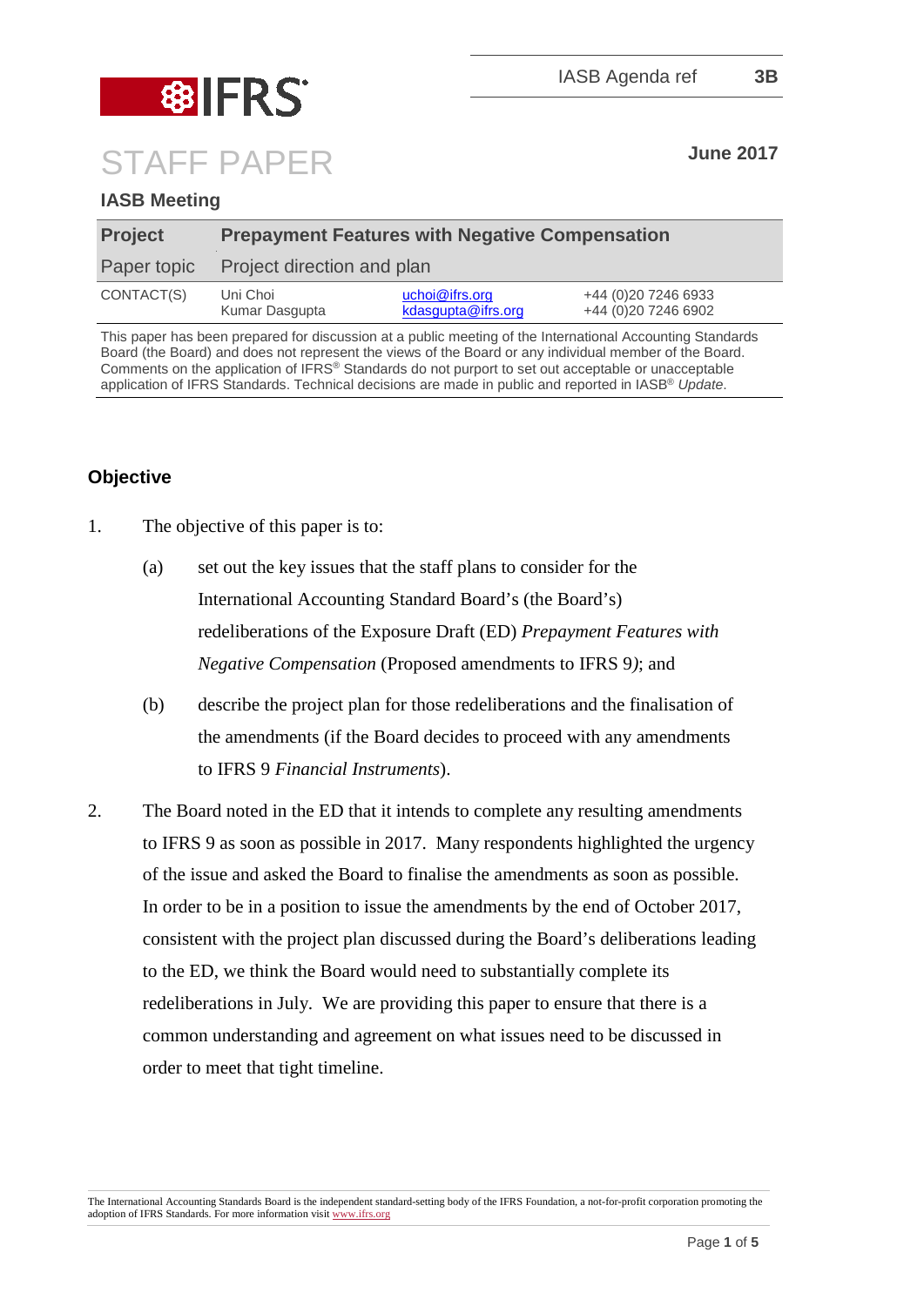IASB Agenda ref **3B**

# STAFF PAPER

**June 2017**

## IASB Meeting

| **Project** | **Prepayment Features with Negative Compensation** | |
|---|---|---|
| Paper topic | Project direction and plan | |
| CONTACT(S) | Uni Choi — uchoi@ifrs.org | +44 (0)20 7246 6933 |
| | Kumar Dasgupta — kdasgupta@ifrs.org | +44 (0)20 7246 6902 |

This paper has been prepared for discussion at a public meeting of the International Accounting Standards Board (the Board) and does not represent the views of the Board or any individual member of the Board. Comments on the application of IFRS® Standards do not purport to set out acceptable or unacceptable application of IFRS Standards. Technical decisions are made in public and reported in IASB® *Update*.

## Objective

1. The objective of this paper is to:

   (a) set out the key issues that the staff plans to consider for the International Accounting Standard Board's (the Board's) redeliberations of the Exposure Draft (ED) *Prepayment Features with Negative Compensation* (Proposed amendments to IFRS 9); and

   (b) describe the project plan for those redeliberations and the finalisation of the amendments (if the Board decides to proceed with any amendments to IFRS 9 *Financial Instruments*).

2. The Board noted in the ED that it intends to complete any resulting amendments to IFRS 9 as soon as possible in 2017. Many respondents highlighted the urgency of the issue and asked the Board to finalise the amendments as soon as possible. In order to be in a position to issue the amendments by the end of October 2017, consistent with the project plan discussed during the Board's deliberations leading to the ED, we think the Board would need to substantially complete its redeliberations in July. We are providing this paper to ensure that there is a common understanding and agreement on what issues need to be discussed in order to meet that tight timeline.

The International Accounting Standards Board is the independent standard-setting body of the IFRS Foundation, a not-for-profit corporation promoting the adoption of IFRS Standards. For more information visit www.ifrs.org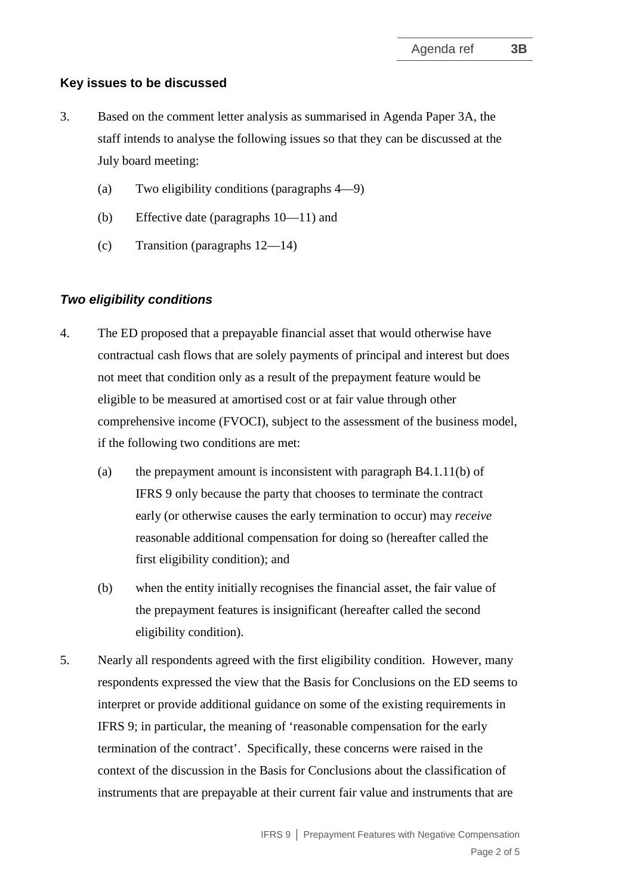## Key issues to be discussed

3. Based on the comment letter analysis as summarised in Agenda Paper 3A, the staff intends to analyse the following issues so that they can be discussed at the July board meeting:

   (a) Two eligibility conditions (paragraphs 4—9)

   (b) Effective date (paragraphs 10—11) and

   (c) Transition (paragraphs 12—14)

### *Two eligibility conditions*

4. The ED proposed that a prepayable financial asset that would otherwise have contractual cash flows that are solely payments of principal and interest but does not meet that condition only as a result of the prepayment feature would be eligible to be measured at amortised cost or at fair value through other comprehensive income (FVOCI), subject to the assessment of the business model, if the following two conditions are met:

   (a) the prepayment amount is inconsistent with paragraph B4.1.11(b) of IFRS 9 only because the party that chooses to terminate the contract early (or otherwise causes the early termination to occur) may *receive* reasonable additional compensation for doing so (hereafter called the first eligibility condition); and

   (b) when the entity initially recognises the financial asset, the fair value of the prepayment features is insignificant (hereafter called the second eligibility condition).

5. Nearly all respondents agreed with the first eligibility condition. However, many respondents expressed the view that the Basis for Conclusions on the ED seems to interpret or provide additional guidance on some of the existing requirements in IFRS 9; in particular, the meaning of 'reasonable compensation for the early termination of the contract'. Specifically, these concerns were raised in the context of the discussion in the Basis for Conclusions about the classification of instruments that are prepayable at their current fair value and instruments that are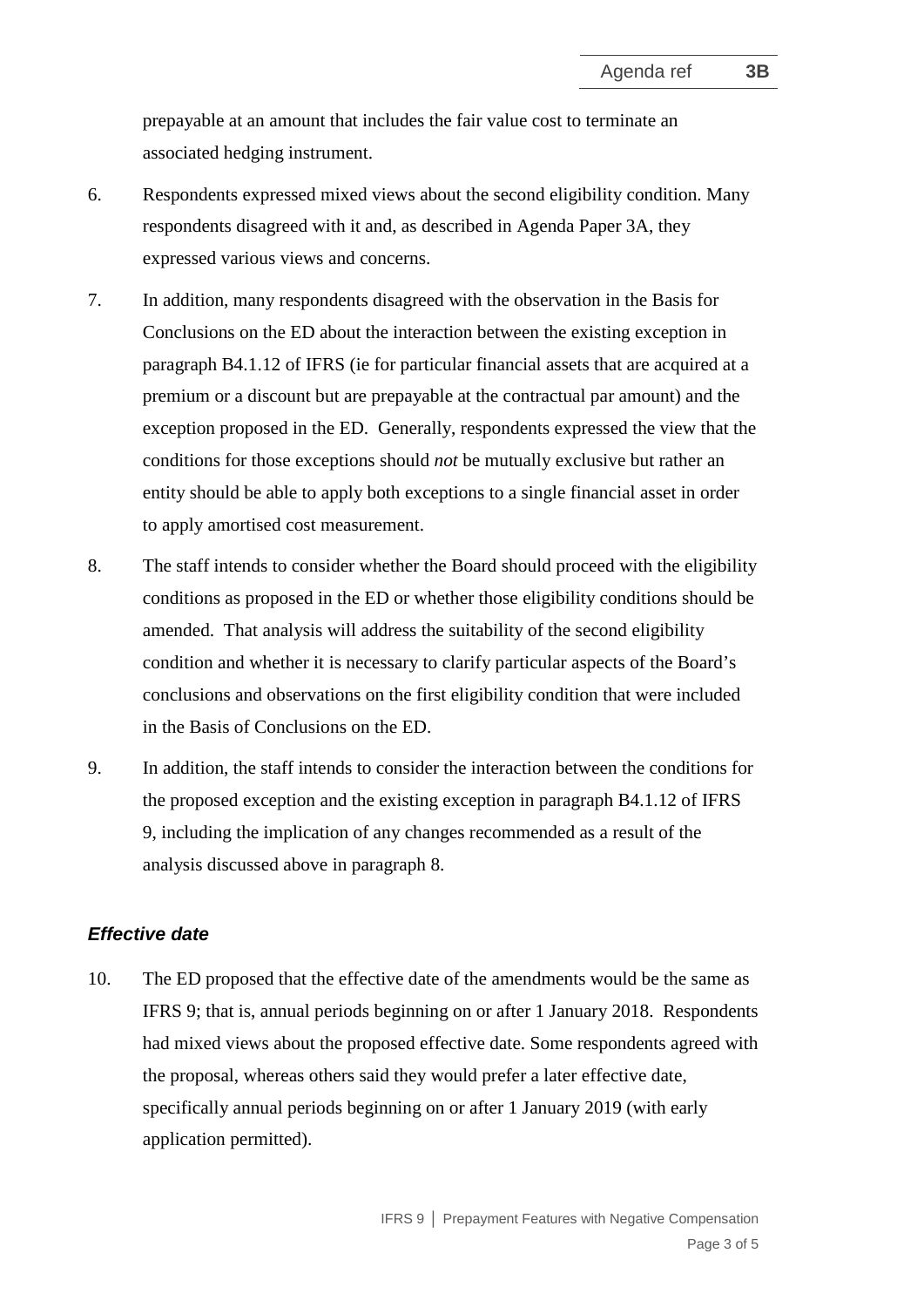prepayable at an amount that includes the fair value cost to terminate an associated hedging instrument.

6. Respondents expressed mixed views about the second eligibility condition. Many respondents disagreed with it and, as described in Agenda Paper 3A, they expressed various views and concerns.

7. In addition, many respondents disagreed with the observation in the Basis for Conclusions on the ED about the interaction between the existing exception in paragraph B4.1.12 of IFRS (ie for particular financial assets that are acquired at a premium or a discount but are prepayable at the contractual par amount) and the exception proposed in the ED. Generally, respondents expressed the view that the conditions for those exceptions should *not* be mutually exclusive but rather an entity should be able to apply both exceptions to a single financial asset in order to apply amortised cost measurement.

8. The staff intends to consider whether the Board should proceed with the eligibility conditions as proposed in the ED or whether those eligibility conditions should be amended. That analysis will address the suitability of the second eligibility condition and whether it is necessary to clarify particular aspects of the Board's conclusions and observations on the first eligibility condition that were included in the Basis of Conclusions on the ED.

9. In addition, the staff intends to consider the interaction between the conditions for the proposed exception and the existing exception in paragraph B4.1.12 of IFRS 9, including the implication of any changes recommended as a result of the analysis discussed above in paragraph 8.

### *Effective date*

10. The ED proposed that the effective date of the amendments would be the same as IFRS 9; that is, annual periods beginning on or after 1 January 2018. Respondents had mixed views about the proposed effective date. Some respondents agreed with the proposal, whereas others said they would prefer a later effective date, specifically annual periods beginning on or after 1 January 2019 (with early application permitted).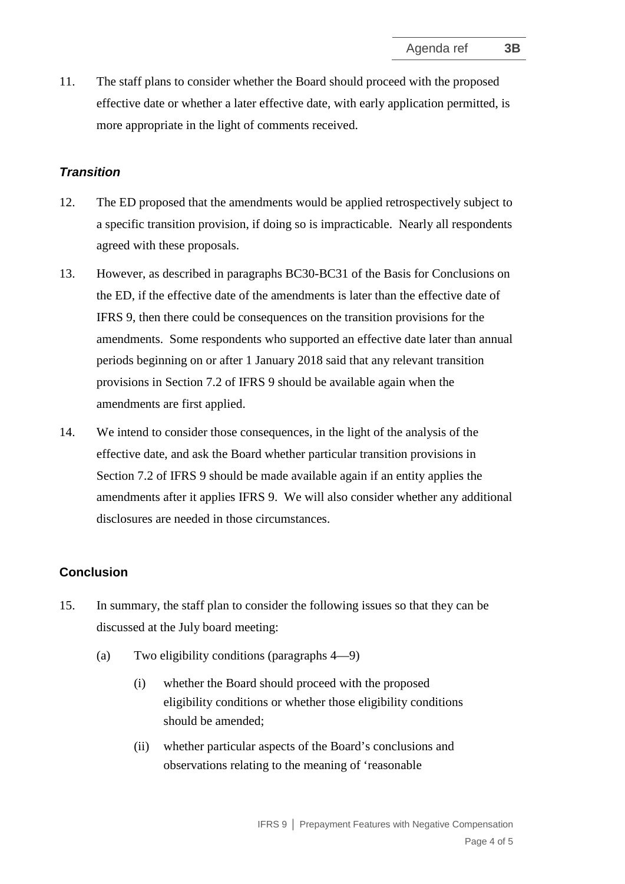11. The staff plans to consider whether the Board should proceed with the proposed effective date or whether a later effective date, with early application permitted, is more appropriate in the light of comments received.

### *Transition*

12. The ED proposed that the amendments would be applied retrospectively subject to a specific transition provision, if doing so is impracticable. Nearly all respondents agreed with these proposals.

13. However, as described in paragraphs BC30-BC31 of the Basis for Conclusions on the ED, if the effective date of the amendments is later than the effective date of IFRS 9, then there could be consequences on the transition provisions for the amendments. Some respondents who supported an effective date later than annual periods beginning on or after 1 January 2018 said that any relevant transition provisions in Section 7.2 of IFRS 9 should be available again when the amendments are first applied.

14. We intend to consider those consequences, in the light of the analysis of the effective date, and ask the Board whether particular transition provisions in Section 7.2 of IFRS 9 should be made available again if an entity applies the amendments after it applies IFRS 9. We will also consider whether any additional disclosures are needed in those circumstances.

## Conclusion

15. In summary, the staff plan to consider the following issues so that they can be discussed at the July board meeting:

    (a) Two eligibility conditions (paragraphs 4—9)

        (i) whether the Board should proceed with the proposed eligibility conditions or whether those eligibility conditions should be amended;

        (ii) whether particular aspects of the Board's conclusions and observations relating to the meaning of 'reasonable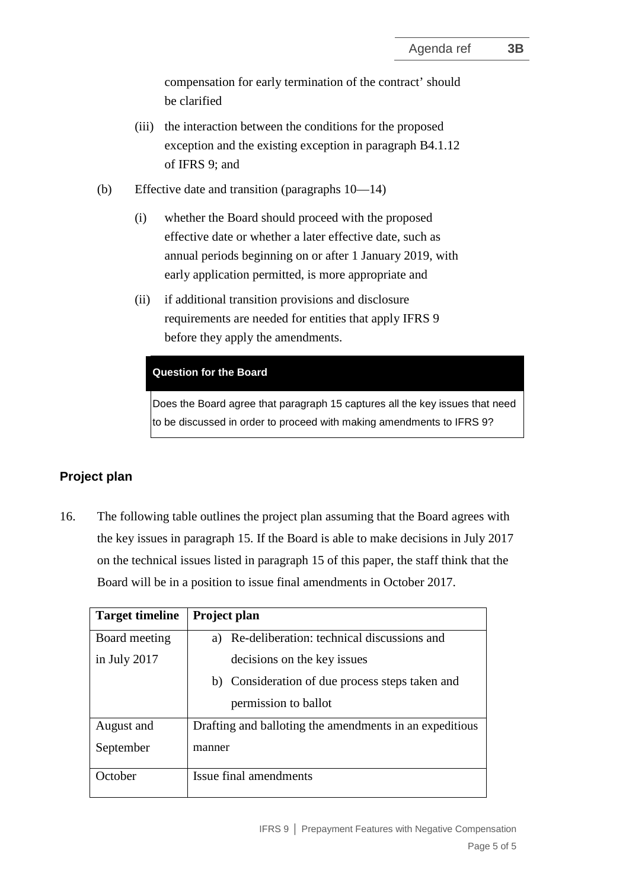compensation for early termination of the contract' should be clarified

(iii) the interaction between the conditions for the proposed exception and the existing exception in paragraph B4.1.12 of IFRS 9; and

(b) Effective date and transition (paragraphs 10—14)

(i) whether the Board should proceed with the proposed effective date or whether a later effective date, such as annual periods beginning on or after 1 January 2019, with early application permitted, is more appropriate and

(ii) if additional transition provisions and disclosure requirements are needed for entities that apply IFRS 9 before they apply the amendments.

| **Question for the Board** |
| --- |
| Does the Board agree that paragraph 15 captures all the key issues that need to be discussed in order to proceed with making amendments to IFRS 9? |

## Project plan

16. The following table outlines the project plan assuming that the Board agrees with the key issues in paragraph 15. If the Board is able to make decisions in July 2017 on the technical issues listed in paragraph 15 of this paper, the staff think that the Board will be in a position to issue final amendments in October 2017.

| Target timeline | Project plan |
| --- | --- |
| Board meeting in July 2017 | a) Re-deliberation: technical discussions and decisions on the key issues<br>b) Consideration of due process steps taken and permission to ballot |
| August and September | Drafting and balloting the amendments in an expeditious manner |
| October | Issue final amendments |